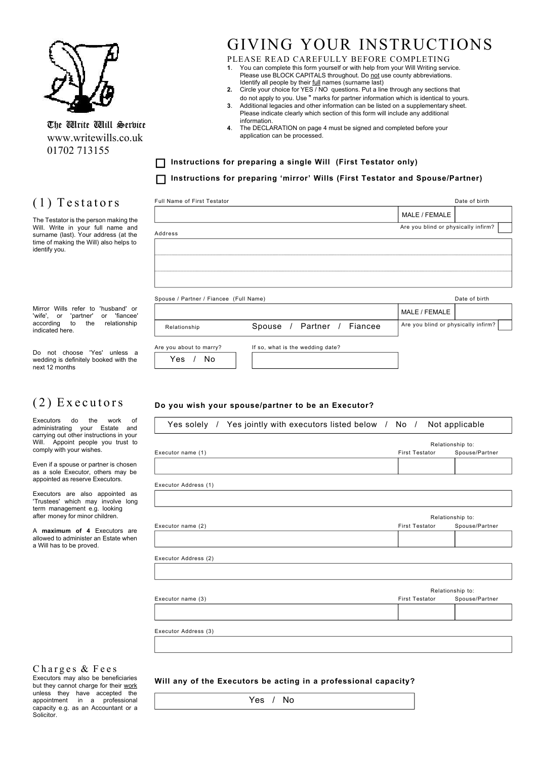The Write Will Service
www.writewills.co.uk
01702 713155

# GIVING YOUR INSTRUCTIONS

PLEASE READ CAREFULLY BEFORE COMPLETING

1. You can complete this form yourself or with help from your Will Writing service. Please use BLOCK CAPITALS throughout. Do not use county abbreviations. Identify all people by their full names (surname last)
2. Circle your choice for YES / NO questions. Put a line through any sections that do not apply to you. Use " marks for partner information which is identical to yours.
3. Additional legacies and other information can be listed on a supplementary sheet. Please indicate clearly which section of this form will include any additional information.
4. The DECLARATION on page 4 must be signed and completed before your application can be processed.

☐ **Instructions for preparing a single Will (First Testator only)**

☐ **Instructions for preparing 'mirror' Wills (First Testator and Spouse/Partner)**

## (1) Testators

The Testator is the person making the Will. Write in your full name and surname (last). Your address (at the time of making the Will) also helps to identify you.

Full Name of First Testator: ____________________ MALE / FEMALE Date of birth: ________

Are you blind or physically infirm? ☐

Address:

____________________

____________________

____________________

Mirror Wills refer to 'husband' or 'wife', or 'partner' or 'fiancee' according to the relationship indicated here.

Spouse / Partner / Fiancee (Full Name): ____________________ MALE / FEMALE Date of birth: ________

Relationship: Spouse / Partner / Fiancee

Are you blind or physically infirm? ☐

Do not choose 'Yes' unless a wedding is definitely booked with the next 12 months

Are you about to marry? Yes / No

If so, what is the wedding date? ____________________

## (2) Executors

Executors do the work of administrating your Estate and carrying out other instructions in your Will. Appoint people you trust to comply with your wishes.

Even if a spouse or partner is chosen as a sole Executor, others may be appointed as reserve Executors.

Executors are also appointed as 'Trustees' which may involve long term management e.g. looking after money for minor children.

A **maximum of 4** Executors are allowed to administer an Estate when a Will has to be proved.

**Do you wish your spouse/partner to be an Executor?**

Yes solely / Yes jointly with executors listed below / No / Not applicable

| Executor name (1) | Relationship to: First Testator | Relationship to: Spouse/Partner |
|---|---|---|
| | | |

Executor Address (1): ____________________

| Executor name (2) | Relationship to: First Testator | Relationship to: Spouse/Partner |
|---|---|---|
| | | |

Executor Address (2): ____________________

| Executor name (3) | Relationship to: First Testator | Relationship to: Spouse/Partner |
|---|---|---|
| | | |

Executor Address (3): ____________________

### Charges & Fees

Executors may also be beneficiaries but they cannot charge for their work unless they have accepted the appointment in a professional capacity e.g. as an Accountant or a Solicitor.

**Will any of the Executors be acting in a professional capacity?**

Yes / No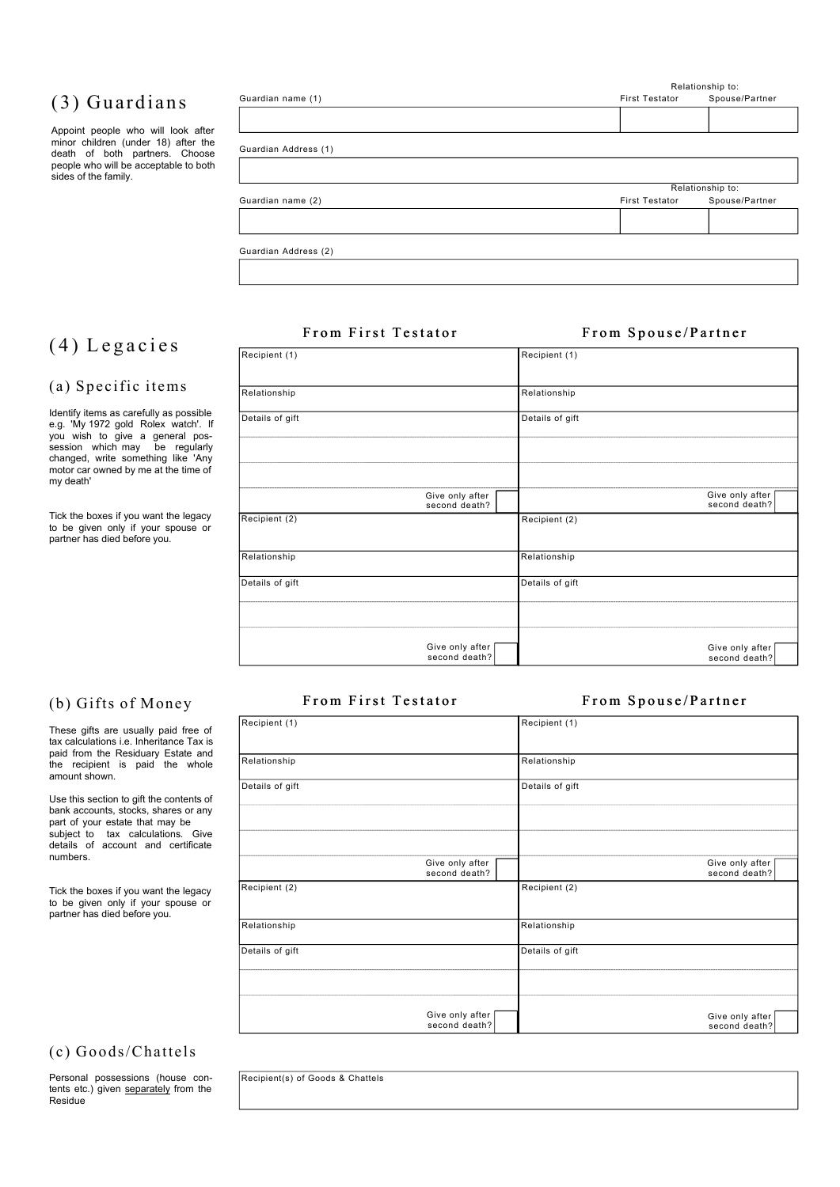## (3) Guardians

Appoint people who will look after minor children (under 18) after the death of both partners. Choose people who will be acceptable to both sides of the family.

| Guardian name (1) | Relationship to: First Testator | Relationship to: Spouse/Partner |
|---|---|---|
| | | |

| Guardian Address (1) |
|---|
| |

| Guardian name (2) | Relationship to: First Testator | Relationship to: Spouse/Partner |
|---|---|---|
| | | |

| Guardian Address (2) |
|---|
| |

## (4) Legacies

### (a) Specific items

Identify items as carefully as possible e.g. 'My 1972 gold Rolex watch'. If you wish to give a general possession which may be regularly changed, write something like 'Any motor car owned by me at the time of my death'

Tick the boxes if you want the legacy to be given only if your spouse or partner has died before you.

| From First Testator | From Spouse/Partner |
|---|---|
| Recipient (1) | Recipient (1) |
| Relationship | Relationship |
| Details of gift | Details of gift |
| | |
| | |
| Give only after second death? ☐ | Give only after second death? ☐ |
| Recipient (2) | Recipient (2) |
| Relationship | Relationship |
| Details of gift | Details of gift |
| | |
| Give only after second death? ☐ | Give only after second death? ☐ |

### (b) Gifts of Money

These gifts are usually paid free of tax calculations i.e. Inheritance Tax is paid from the Residuary Estate and the recipient is paid the whole amount shown.

Use this section to gift the contents of bank accounts, stocks, shares or any part of your estate that may be subject to tax calculations. Give details of account and certificate numbers.

Tick the boxes if you want the legacy to be given only if your spouse or partner has died before you.

| From First Testator | From Spouse/Partner |
|---|---|
| Recipient (1) | Recipient (1) |
| Relationship | Relationship |
| Details of gift | Details of gift |
| | |
| | |
| Give only after second death? ☐ | Give only after second death? ☐ |
| Recipient (2) | Recipient (2) |
| Relationship | Relationship |
| Details of gift | Details of gift |
| | |
| Give only after second death? ☐ | Give only after second death? ☐ |

### (c) Goods/Chattels

Personal possessions (house contents etc.) given <u>separately</u> from the Residue

| Recipient(s) of Goods & Chattels |
|---|
| |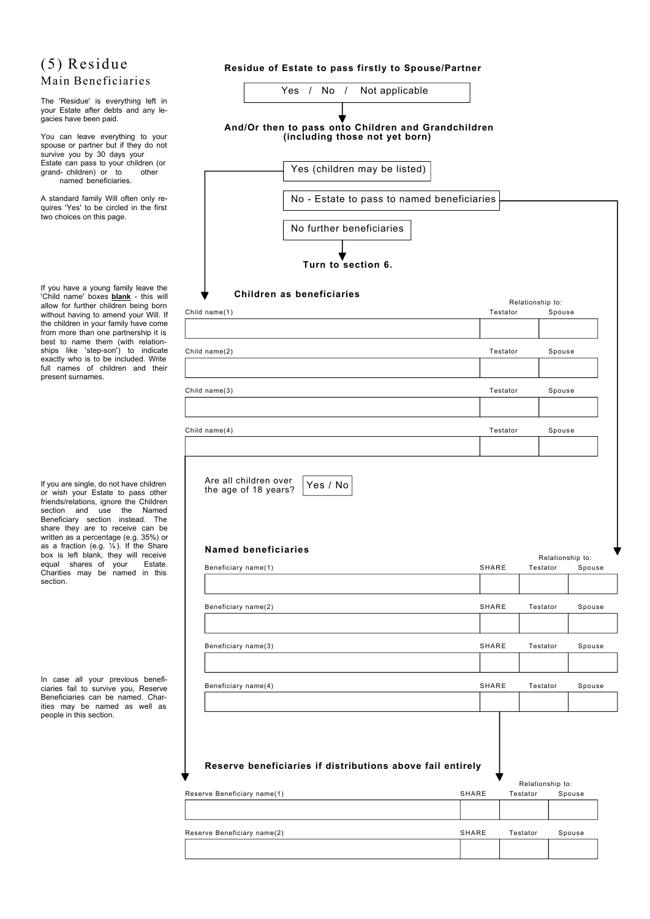# (5) Residue

## Main Beneficiaries

The 'Residue' is everything left in your Estate after debts and any legacies have been paid.

You can leave everything to your spouse or partner but if they do not survive you by 30 days your Estate can pass to your children (or grand- children) or to other named beneficiaries.

A standard family Will often only requires 'Yes' to be circled in the first two choices on this page.

**Residue of Estate to pass firstly to Spouse/Partner**

Yes / No / Not applicable

**And/Or then to pass onto Children and Grandchildren (including those not yet born)**

Yes (children may be listed)

No - Estate to pass to named beneficiaries

No further beneficiaries

**Turn to section 6.**

If you have a young family leave the 'Child name' boxes **blank** - this will allow for further children being born without having to amend your Will. If the children in your family have come from more than one partnership it is best to name them (with relationships like 'step-son') to indicate exactly who is to be included. Write full names of children and their present surnames.

### Children as beneficiaries

| | Relationship to: | |
|---|---|---|
| Child name | Testator | Spouse |
| Child name(1) | | |
| Child name(2) | | |
| Child name(3) | | |
| Child name(4) | | |

Are all children over the age of 18 years? Yes / No

If you are single, do not have children or wish your Estate to pass other friends/relations, ignore the Children section and use the Named Beneficiary section instead. The share they are to receive can be written as a percentage (e.g. 35%) or as a fraction (e.g. ¼). If the Share box is left blank, they will receive equal shares of your Estate. Charities may be named in this section.

### Named beneficiaries

| | | Relationship to: | |
|---|---|---|---|
| Beneficiary name | SHARE | Testator | Spouse |
| Beneficiary name(1) | | | |
| Beneficiary name(2) | | | |
| Beneficiary name(3) | | | |
| Beneficiary name(4) | | | |

In case all your previous beneficiaries fail to survive you, Reserve Beneficiaries can be named. Charities may be named as well as people in this section.

### Reserve beneficiaries if distributions above fail entirely

| | | Relationship to: | |
|---|---|---|---|
| Reserve Beneficiary name | SHARE | Testator | Spouse |
| Reserve Beneficiary name(1) | | | |
| Reserve Beneficiary name(2) | | | |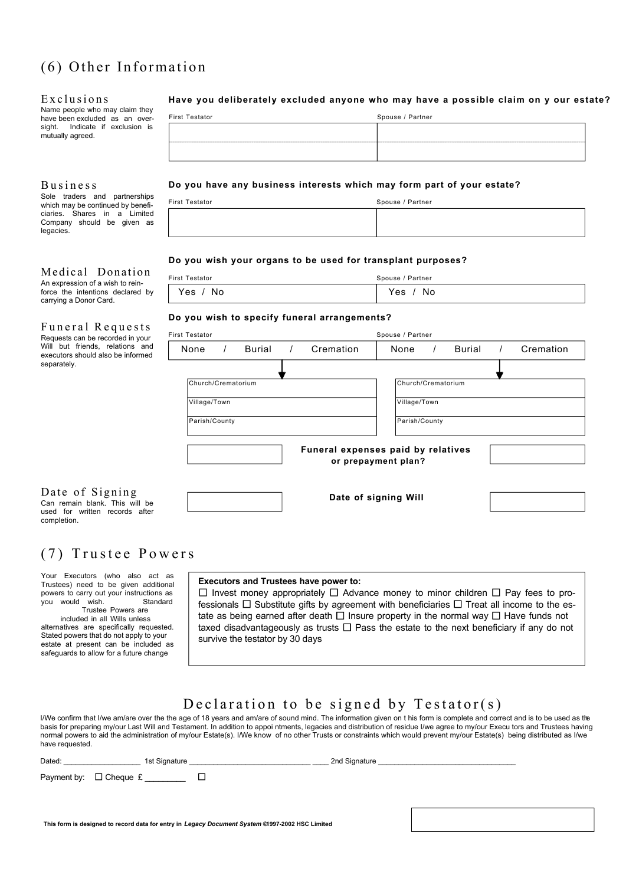# (6) Other Information

## Exclusions

Name people who may claim they have been excluded as an oversight. Indicate if exclusion is mutually agreed.

**Have you deliberately excluded anyone who may have a possible claim on your estate?**

| First Testator | Spouse / Partner |
|---|---|
| | |
| | |

## Business

Sole traders and partnerships which may be continued by beneficiaries. Shares in a Limited Company should be given as legacies.

**Do you have any business interests which may form part of your estate?**

| First Testator | Spouse / Partner |
|---|---|
| | |

## Medical Donation

An expression of a wish to reinforce the intentions declared by carrying a Donor Card.

**Do you wish your organs to be used for transplant purposes?**

| First Testator | Spouse / Partner |
|---|---|
| Yes / No | Yes / No |

## Funeral Requests

Requests can be recorded in your Will but friends, relations and executors should also be informed separately.

**Do you wish to specify funeral arrangements?**

| First Testator | Spouse / Partner |
|---|---|
| None / Burial / Cremation | None / Burial / Cremation |
| Church/Crematorium | Church/Crematorium |
| Village/Town | Village/Town |
| Parish/County | Parish/County |

| | **Funeral expenses paid by relatives or prepayment plan?** | |
|---|---|---|

## Date of Signing

Can remain blank. This will be used for written records after completion.

| | **Date of signing Will** | |
|---|---|---|

# (7) Trustee Powers

Your Executors (who also act as Trustees) need to be given additional powers to carry out your instructions as you would wish. Standard Trustee Powers are included in all Wills unless alternatives are specifically requested. Stated powers that do not apply to your estate at present can be included as safeguards to allow for a future change

**Executors and Trustees have power to:**

☐ Invest money appropriately ☐ Advance money to minor children ☐ Pay fees to professionals ☐ Substitute gifts by agreement with beneficiaries ☐ Treat all income to the estate as being earned after death ☐ Insure property in the normal way ☐ Have funds not taxed disadvantageously as trusts ☐ Pass the estate to the next beneficiary if any do not survive the testator by 30 days

# Declaration to be signed by Testator(s)

I/We confirm that I/we am/are over the the age of 18 years and am/are of sound mind. The information given on this form is complete and correct and is to be used as the basis for preparing my/our Last Will and Testament. In addition to appointments, legacies and distribution of residue I/we agree to my/our Executors and Trustees having normal powers to aid the administration of my/our Estate(s). I/We know of no other Trusts or constraints which would prevent my/our Estate(s) being distributed as I/we have requested.

Dated: __________________ 1st Signature ____________________________ ____ 2nd Signature ________________________________

Payment by: ☐ Cheque £ ________ ☐

**This form is designed to record data for entry in *Legacy Document System* ©1997-2002 HSC Limited**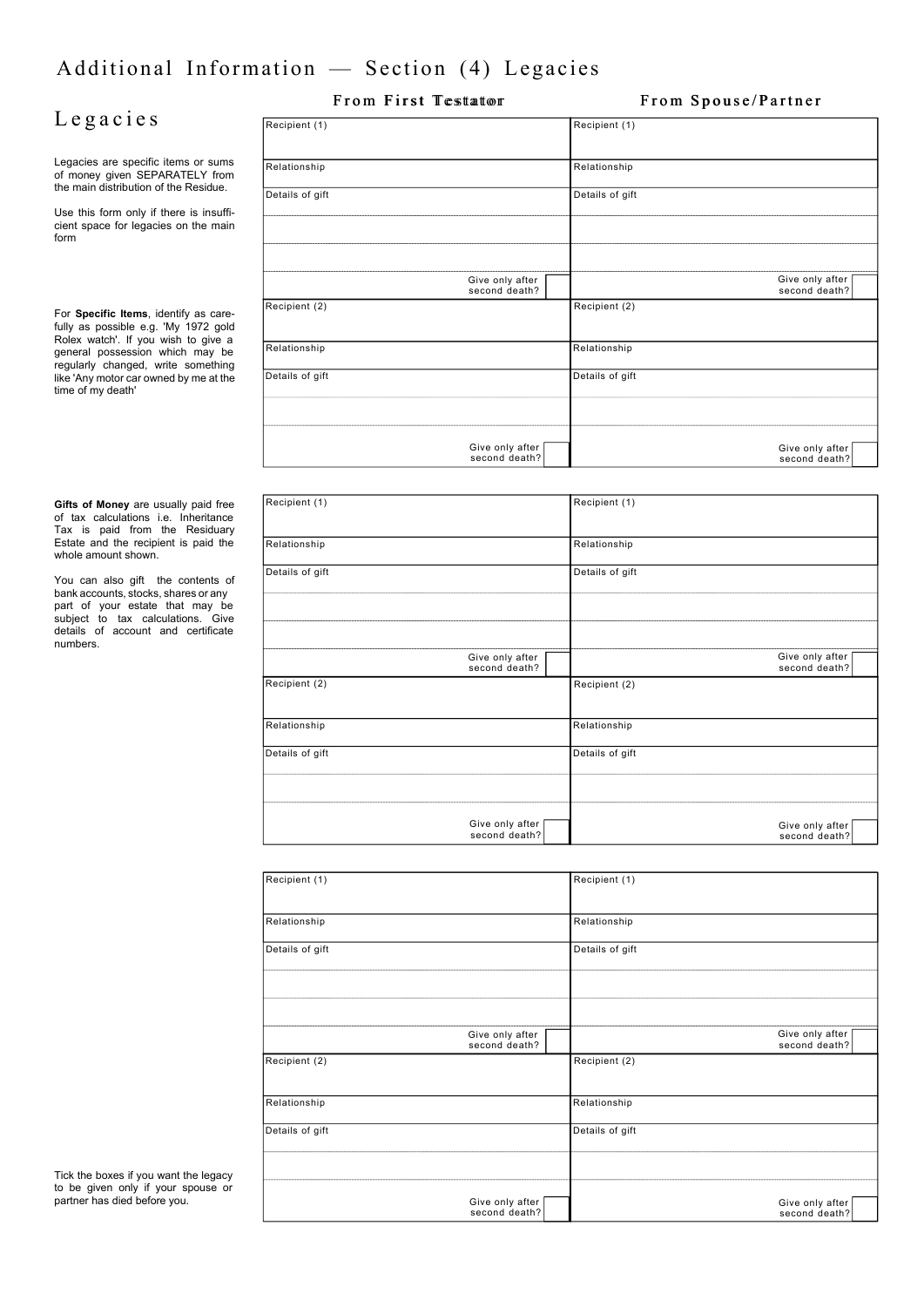# Additional Information — Section (4) Legacies

## Legacies

Legacies are specific items or sums of money given SEPARATELY from the main distribution of the Residue.

Use this form only if there is insufficient space for legacies on the main form

For **Specific Items**, identify as carefully as possible e.g. 'My 1972 gold Rolex watch'. If you wish to give a general possession which may be regularly changed, write something like 'Any motor car owned by me at the time of my death'

| From First Testator | From Spouse/Partner |
|---|---|
| Recipient (1) | Recipient (1) |
| Relationship | Relationship |
| Details of gift | Details of gift |
| | |
| | |
| Give only after second death? ☐ | Give only after second death? ☐ |
| Recipient (2) | Recipient (2) |
| Relationship | Relationship |
| Details of gift | Details of gift |
| | |
| Give only after second death? ☐ | Give only after second death? ☐ |

**Gifts of Money** are usually paid free of tax calculations i.e. Inheritance Tax is paid from the Residuary Estate and the recipient is paid the whole amount shown.

You can also gift the contents of bank accounts, stocks, shares or any part of your estate that may be subject to tax calculations. Give details of account and certificate numbers.

| From First Testator | From Spouse/Partner |
|---|---|
| Recipient (1) | Recipient (1) |
| Relationship | Relationship |
| Details of gift | Details of gift |
| | |
| | |
| Give only after second death? ☐ | Give only after second death? ☐ |
| Recipient (2) | Recipient (2) |
| Relationship | Relationship |
| Details of gift | Details of gift |
| | |
| Give only after second death? ☐ | Give only after second death? ☐ |

| From First Testator | From Spouse/Partner |
|---|---|
| Recipient (1) | Recipient (1) |
| Relationship | Relationship |
| Details of gift | Details of gift |
| | |
| | |
| Give only after second death? ☐ | Give only after second death? ☐ |
| Recipient (2) | Recipient (2) |
| Relationship | Relationship |
| Details of gift | Details of gift |
| | |
| Give only after second death? ☐ | Give only after second death? ☐ |

Tick the boxes if you want the legacy to be given only if your spouse or partner has died before you.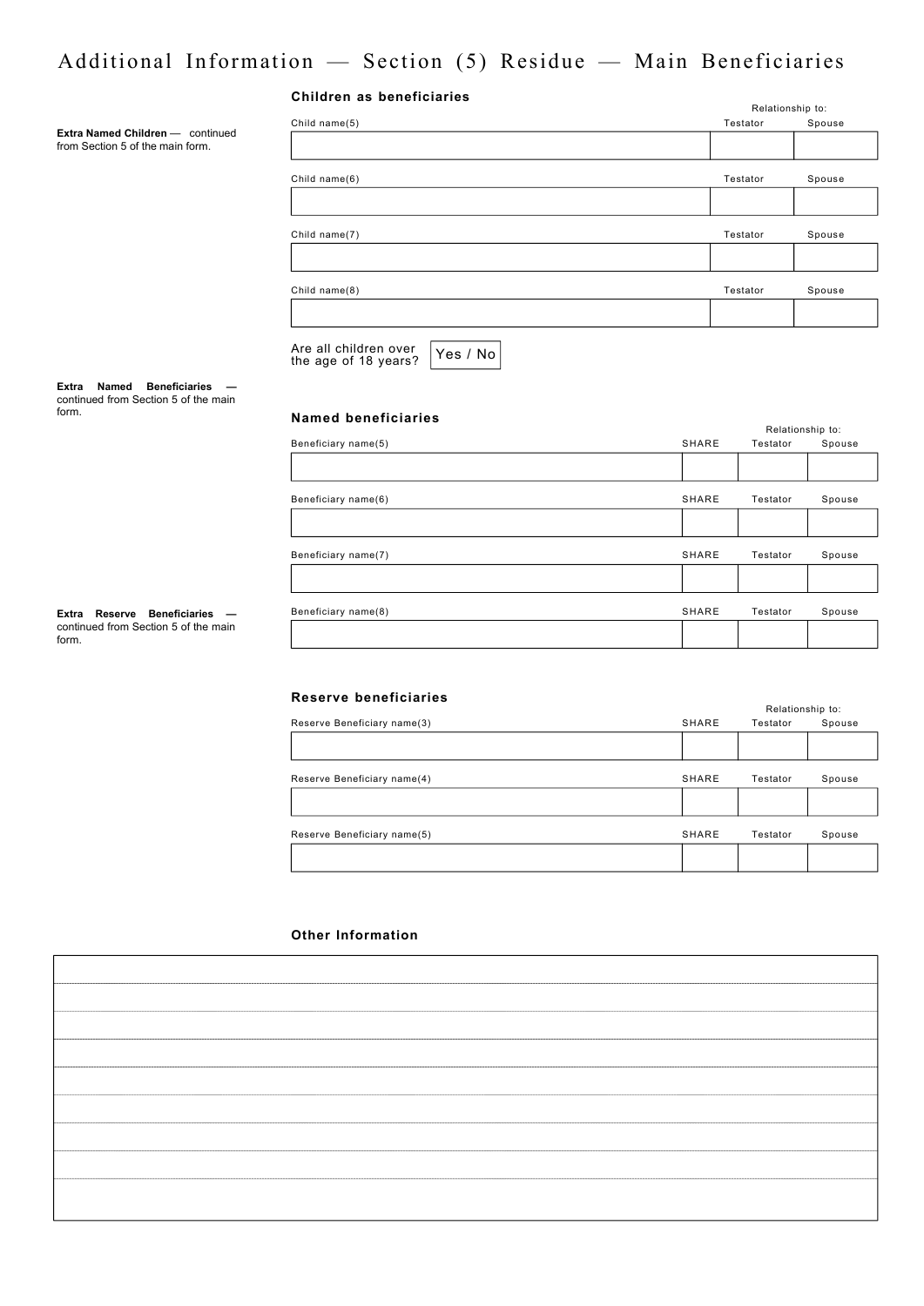# Additional Information — Section (5) Residue — Main Beneficiaries

**Extra Named Children** — continued from Section 5 of the main form.

### Children as beneficiaries

| Child name | Relationship to: Testator | Relationship to: Spouse |
| --- | --- | --- |
| Child name(5) | | |
| Child name(6) | | |
| Child name(7) | | |
| Child name(8) | | |

Are all children over the age of 18 years? Yes / No

**Extra Named Beneficiaries** — continued from Section 5 of the main form.

### Named beneficiaries

| Beneficiary name | SHARE | Relationship to: Testator | Relationship to: Spouse |
| --- | --- | --- | --- |
| Beneficiary name(5) | | | |
| Beneficiary name(6) | | | |
| Beneficiary name(7) | | | |
| Beneficiary name(8) | | | |

**Extra Reserve Beneficiaries** — continued from Section 5 of the main form.

### Reserve beneficiaries

| Reserve Beneficiary name | SHARE | Relationship to: Testator | Relationship to: Spouse |
| --- | --- | --- | --- |
| Reserve Beneficiary name(3) | | | |
| Reserve Beneficiary name(4) | | | |
| Reserve Beneficiary name(5) | | | |

### Other Information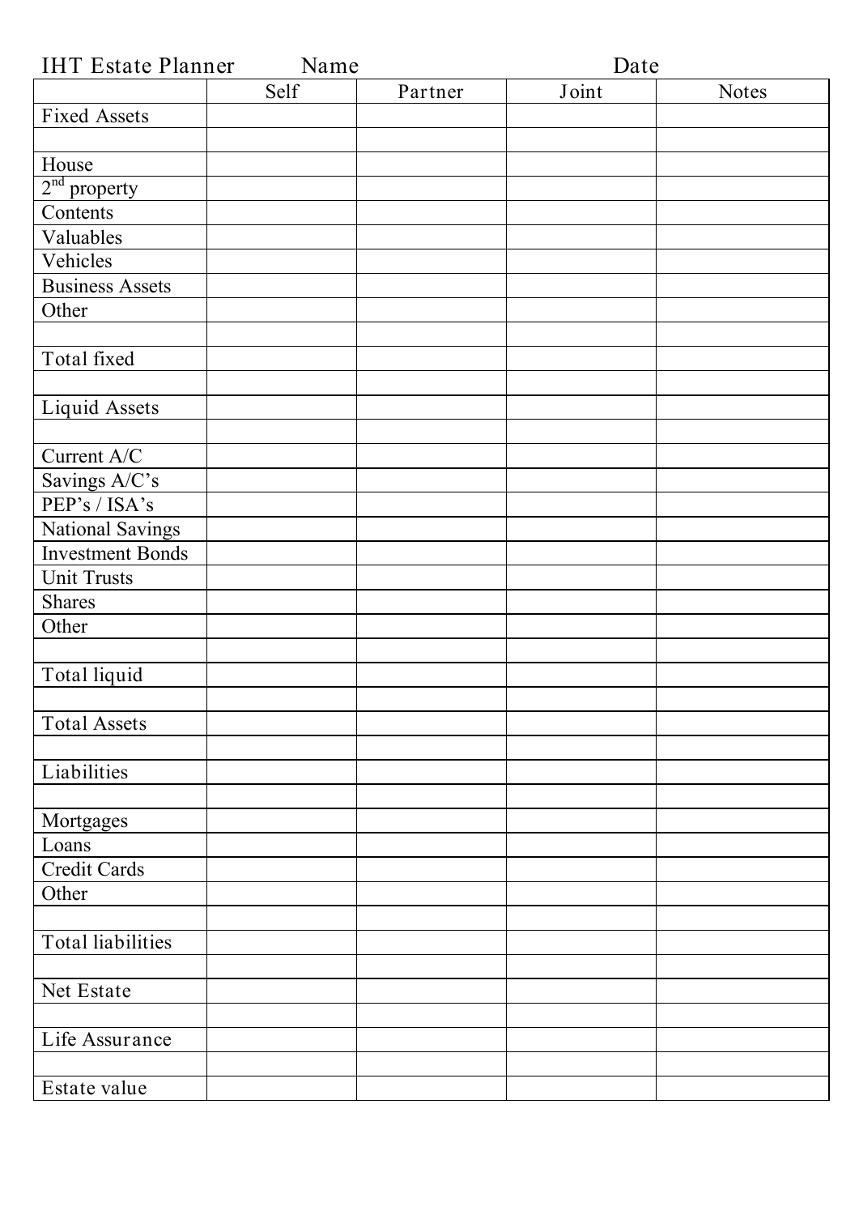IHT Estate Planner Name Date

| | Self | Partner | Joint | Notes |
|---|---|---|---|---|
| Fixed Assets | | | | |
| | | | | |
| House | | | | |
| 2nd property | | | | |
| Contents | | | | |
| Valuables | | | | |
| Vehicles | | | | |
| Business Assets | | | | |
| Other | | | | |
| | | | | |
| Total fixed | | | | |
| | | | | |
| Liquid Assets | | | | |
| | | | | |
| Current A/C | | | | |
| Savings A/C's | | | | |
| PEP's / ISA's | | | | |
| National Savings | | | | |
| Investment Bonds | | | | |
| Unit Trusts | | | | |
| Shares | | | | |
| Other | | | | |
| | | | | |
| Total liquid | | | | |
| | | | | |
| Total Assets | | | | |
| | | | | |
| Liabilities | | | | |
| | | | | |
| Mortgages | | | | |
| Loans | | | | |
| Credit Cards | | | | |
| Other | | | | |
| | | | | |
| Total liabilities | | | | |
| | | | | |
| Net Estate | | | | |
| | | | | |
| Life Assurance | | | | |
| | | | | |
| Estate value | | | | |